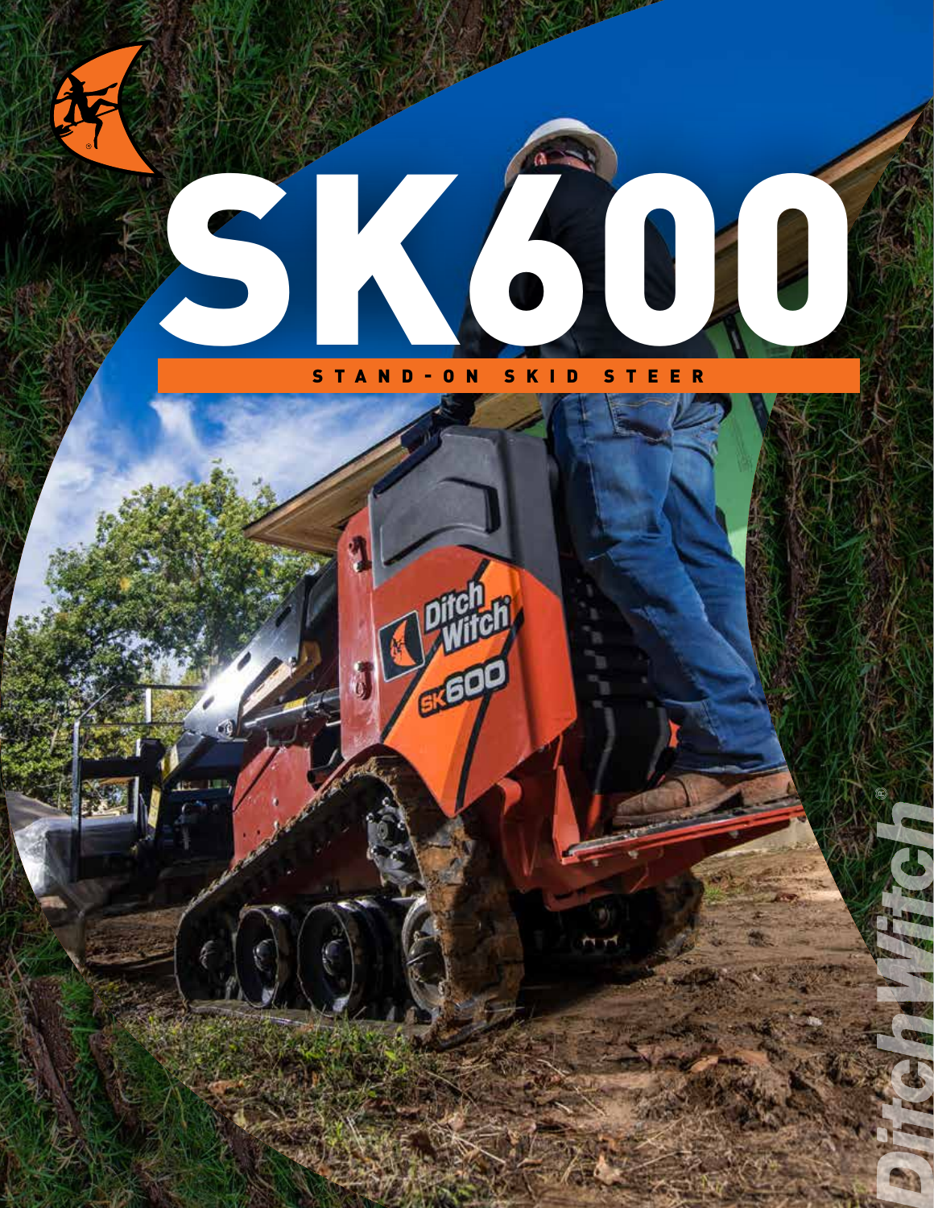# SK600

STAND-ON SKID STEER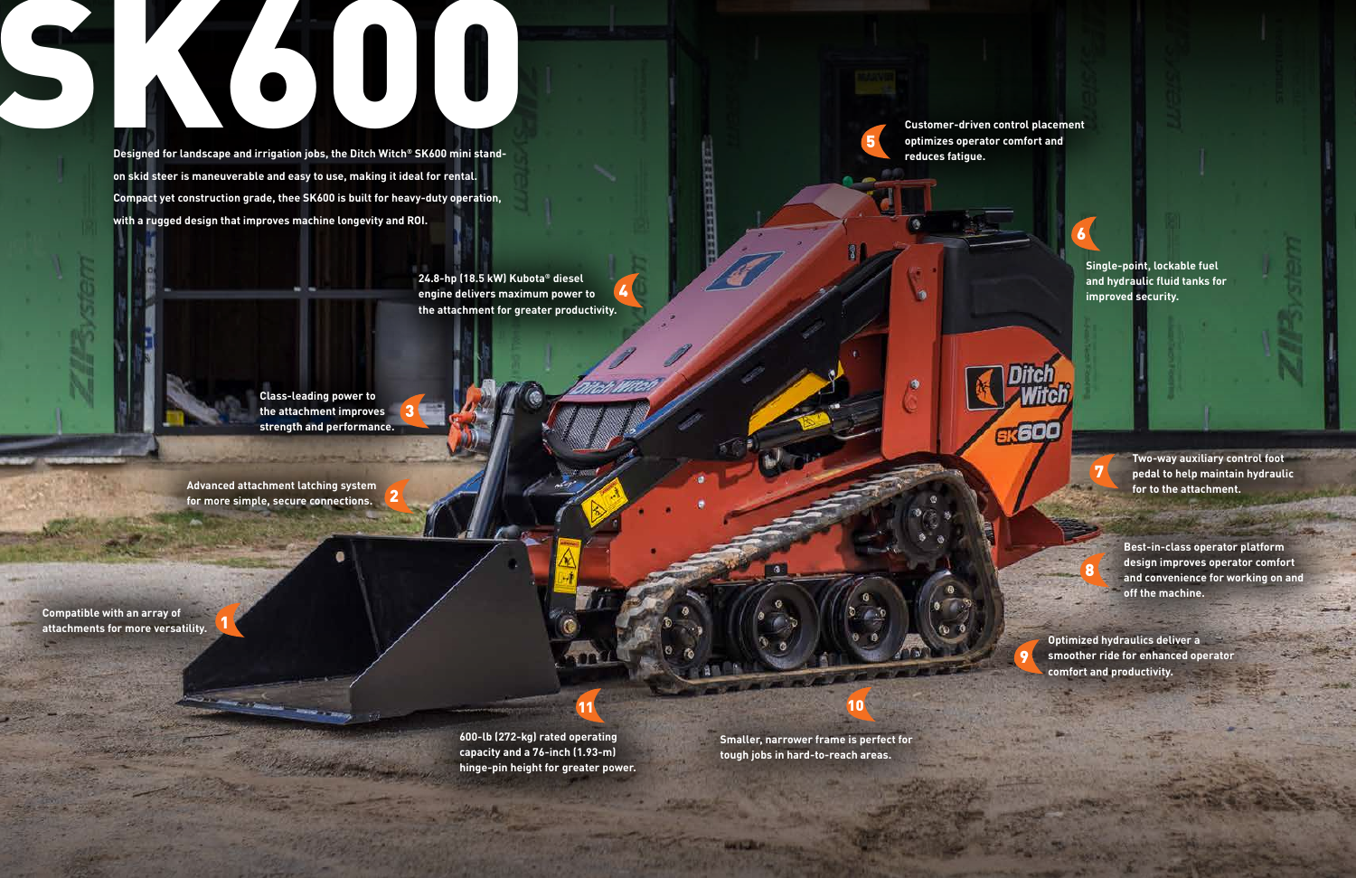# SK600

Designed for landscape and irrigation jobs, the Ditch Witch® SK600 mini stand-on skid steer is maneuverable and easy to use, making it ideal for rental. Compact yet construction grade, thee SK600 is built for heavy-duty operation, with a rugged design that improves machine longevity and ROI.

1. Compatible with an array of attachments for more versatility.
2. Advanced attachment latching system for more simple, secure connections.
3. Class-leading power to the attachment improves strength and performance.
4. 24.8-hp (18.5 kW) Kubota® diesel engine delivers maximum power to the attachment for greater productivity.
5. Customer-driven control placement optimizes operator comfort and reduces fatigue.
6. Single-point, lockable fuel and hydraulic fluid tanks for improved security.
7. Two-way auxiliary control foot pedal to help maintain hydraulic for to the attachment.
8. Best-in-class operator platform design improves operator comfort and convenience for working on and off the machine.
9. Optimized hydraulics deliver a smoother ride for enhanced operator comfort and productivity.
10. Smaller, narrower frame is perfect for tough jobs in hard-to-reach areas.
11. 600-lb (272-kg) rated operating capacity and a 76-inch (1.93-m) hinge-pin height for greater power.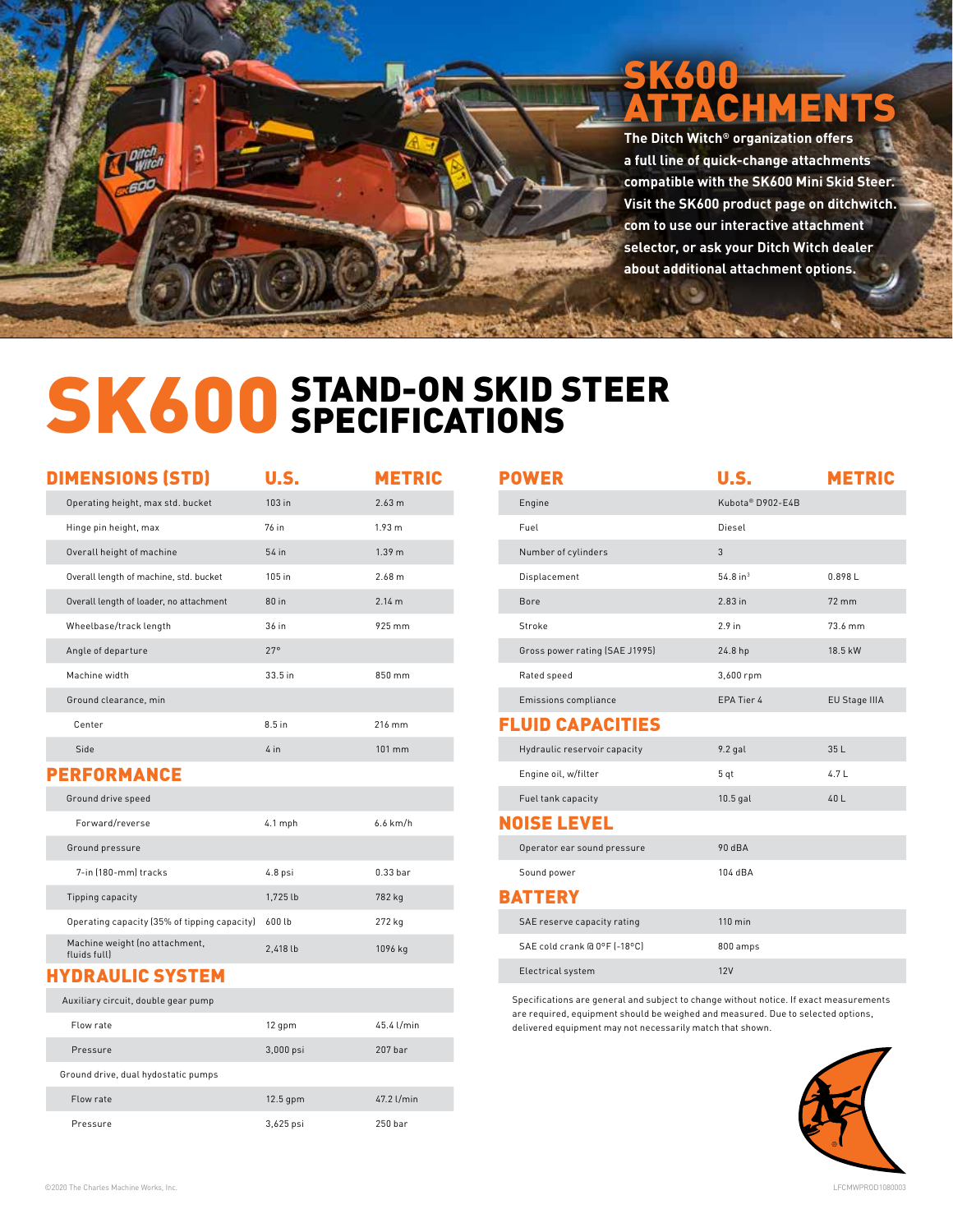# SK600 ATTACHMENTS

**The Ditch Witch® organization offers a full line of quick-change attachments compatible with the SK600 Mini Skid Steer. Visit the SK600 product page on ditchwitch.com to use our interactive attachment selector, or ask your Ditch Witch dealer about additional attachment options.**

# SK600 STAND-ON SKID STEER SPECIFICATIONS

| DIMENSIONS (STD) | U.S. | METRIC |
| --- | --- | --- |
| Operating height, max std. bucket | 103 in | 2.63 m |
| Hinge pin height, max | 76 in | 1.93 m |
| Overall height of machine | 54 in | 1.39 m |
| Overall length of machine, std. bucket | 105 in | 2.68 m |
| Overall length of loader, no attachment | 80 in | 2.14 m |
| Wheelbase/track length | 36 in | 925 mm |
| Angle of departure | 27° | |
| Machine width | 33.5 in | 850 mm |
| Ground clearance, min | | |
| Center | 8.5 in | 216 mm |
| Side | 4 in | 101 mm |

| PERFORMANCE | U.S. | METRIC |
| --- | --- | --- |
| Ground drive speed | | |
| Forward/reverse | 4.1 mph | 6.6 km/h |
| Ground pressure | | |
| 7-in (180-mm) tracks | 4.8 psi | 0.33 bar |
| Tipping capacity | 1,725 lb | 782 kg |
| Operating capacity (35% of tipping capacity) | 600 lb | 272 kg |
| Machine weight (no attachment, fluids full) | 2,418 lb | 1096 kg |

| HYDRAULIC SYSTEM | U.S. | METRIC |
| --- | --- | --- |
| Auxiliary circuit, double gear pump | | |
| Flow rate | 12 gpm | 45.4 l/min |
| Pressure | 3,000 psi | 207 bar |
| Ground drive, dual hydostatic pumps | | |
| Flow rate | 12.5 gpm | 47.2 l/min |
| Pressure | 3,625 psi | 250 bar |

| POWER | U.S. | METRIC |
| --- | --- | --- |
| Engine | Kubota® D902-E4B | |
| Fuel | Diesel | |
| Number of cylinders | 3 | |
| Displacement | 54.8 in³ | 0.898 L |
| Bore | 2.83 in | 72 mm |
| Stroke | 2.9 in | 73.6 mm |
| Gross power rating (SAE J1995) | 24.8 hp | 18.5 kW |
| Rated speed | 3,600 rpm | |
| Emissions compliance | EPA Tier 4 | EU Stage IIIA |

| FLUID CAPACITIES | U.S. | METRIC |
| --- | --- | --- |
| Hydraulic reservoir capacity | 9.2 gal | 35 L |
| Engine oil, w/filter | 5 qt | 4.7 L |
| Fuel tank capacity | 10.5 gal | 40 L |

| NOISE LEVEL | U.S. | METRIC |
| --- | --- | --- |
| Operator ear sound pressure | 90 dBA | |
| Sound power | 104 dBA | |

| BATTERY | U.S. | METRIC |
| --- | --- | --- |
| SAE reserve capacity rating | 110 min | |
| SAE cold crank @ 0°F (-18°C) | 800 amps | |
| Electrical system | 12V | |

Specifications are general and subject to change without notice. If exact measurements are required, equipment should be weighed and measured. Due to selected options, delivered equipment may not necessarily match that shown.

©2020 The Charles Machine Works, Inc.

LFCMWPROD1080003